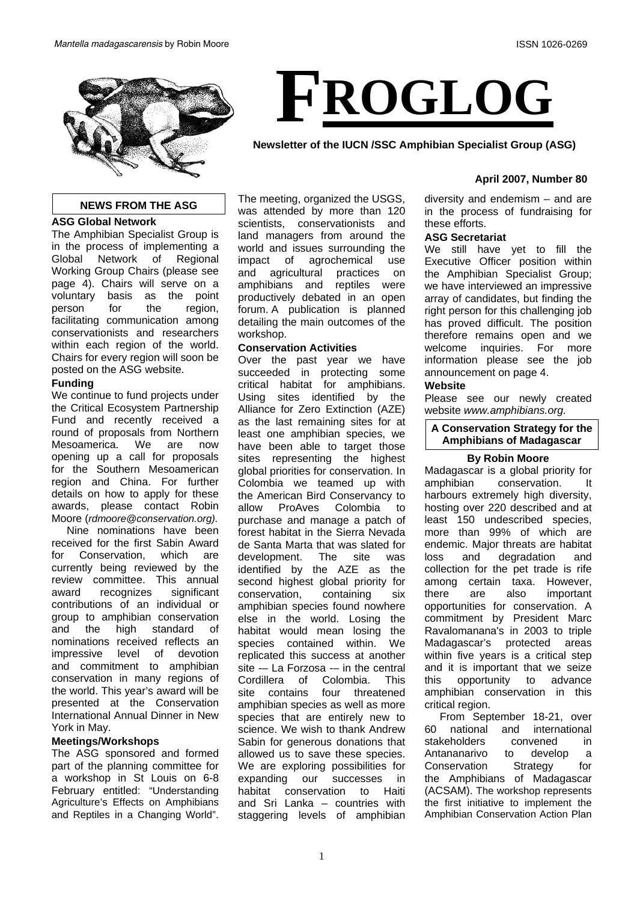*Mantella madagascarensis* by Robin Moore

ISSN 1026-0269

# FROGLOG

**Newsletter of the IUCN /SSC Amphibian Specialist Group (ASG)**

**April 2007, Number 80**

## NEWS FROM THE ASG

### ASG Global Network

The Amphibian Specialist Group is in the process of implementing a Global Network of Regional Working Group Chairs (please see page 4). Chairs will serve on a voluntary basis as the point person for the region, facilitating communication among conservationists and researchers within each region of the world. Chairs for every region will soon be posted on the ASG website.

### Funding

We continue to fund projects under the Critical Ecosystem Partnership Fund and recently received a round of proposals from Northern Mesoamerica. We are now opening up a call for proposals for the Southern Mesoamerican region and China. For further details on how to apply for these awards, please contact Robin Moore (*rdmoore@conservation.org).*

Nine nominations have been received for the first Sabin Award for Conservation, which are currently being reviewed by the review committee. This annual award recognizes significant contributions of an individual or group to amphibian conservation and the high standard of nominations received reflects an impressive level of devotion and commitment to amphibian conservation in many regions of the world. This year's award will be presented at the Conservation International Annual Dinner in New York in May.

### Meetings/Workshops

The ASG sponsored and formed part of the planning committee for a workshop in St Louis on 6-8 February entitled: "Understanding Agriculture's Effects on Amphibians and Reptiles in a Changing World". The meeting, organized the USGS, was attended by more than 120 scientists, conservationists and land managers from around the world and issues surrounding the impact of agrochemical use and agricultural practices on amphibians and reptiles were productively debated in an open forum. A publication is planned detailing the main outcomes of the workshop.

### Conservation Activities

Over the past year we have succeeded in protecting some critical habitat for amphibians. Using sites identified by the Alliance for Zero Extinction (AZE) as the last remaining sites for at least one amphibian species, we have been able to target those sites representing the highest global priorities for conservation. In Colombia we teamed up with the American Bird Conservancy to allow ProAves Colombia to purchase and manage a patch of forest habitat in the Sierra Nevada de Santa Marta that was slated for development. The site was identified by the AZE as the second highest global priority for conservation, containing six amphibian species found nowhere else in the world. Losing the habitat would mean losing the species contained within. We replicated this success at another site -– La Forzosa -– in the central Cordillera of Colombia. This site contains four threatened amphibian species as well as more species that are entirely new to science. We wish to thank Andrew Sabin for generous donations that allowed us to save these species. We are exploring possibilities for expanding our successes in habitat conservation to Haiti and Sri Lanka – countries with staggering levels of amphibian diversity and endemism – and are in the process of fundraising for these efforts.

### ASG Secretariat

We still have yet to fill the Executive Officer position within the Amphibian Specialist Group; we have interviewed an impressive array of candidates, but finding the right person for this challenging job has proved difficult. The position therefore remains open and we welcome inquiries. For more information please see the job announcement on page 4.

### Website

Please see our newly created website *www.amphibians.org.*

## A Conservation Strategy for the Amphibians of Madagascar

**By Robin Moore**

Madagascar is a global priority for amphibian conservation. It harbours extremely high diversity, hosting over 220 described and at least 150 undescribed species, more than 99% of which are endemic. Major threats are habitat loss and degradation and collection for the pet trade is rife among certain taxa. However, there are also important opportunities for conservation. A commitment by President Marc Ravalomanana's in 2003 to triple Madagascar's protected areas within five years is a critical step and it is important that we seize this opportunity to advance amphibian conservation in this critical region.

From September 18-21, over 60 national and international stakeholders convened in Antananarivo to develop a Conservation Strategy for the Amphibians of Madagascar (ACSAM). The workshop represents the first initiative to implement the Amphibian Conservation Action Plan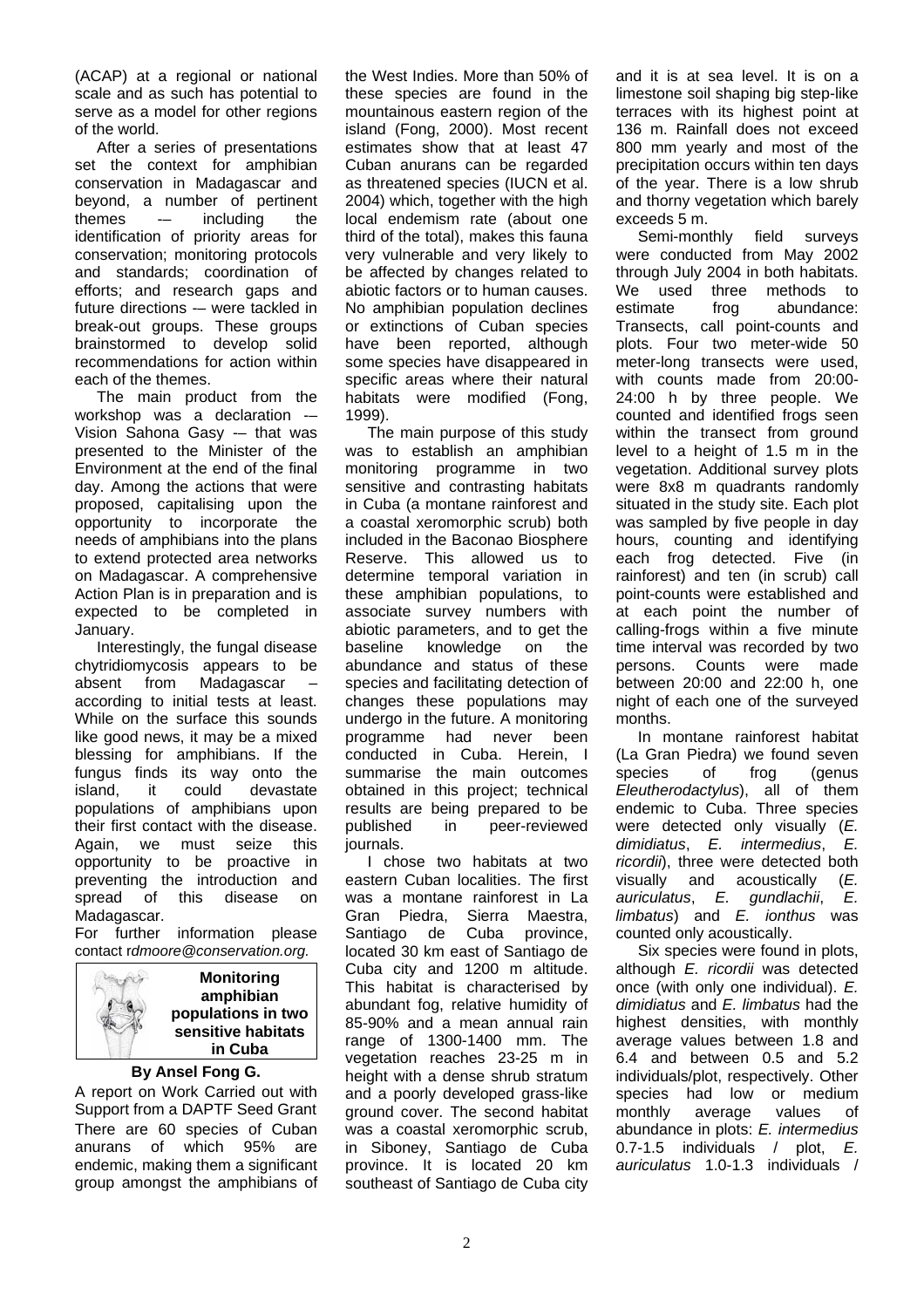(ACAP) at a regional or national scale and as such has potential to serve as a model for other regions of the world.

After a series of presentations set the context for amphibian conservation in Madagascar and beyond, a number of pertinent themes -– including the identification of priority areas for conservation; monitoring protocols and standards; coordination of efforts; and research gaps and future directions -– were tackled in break-out groups. These groups brainstormed to develop solid recommendations for action within each of the themes.

The main product from the workshop was a declaration -– Vision Sahona Gasy -– that was presented to the Minister of the Environment at the end of the final day. Among the actions that were proposed, capitalising upon the opportunity to incorporate the needs of amphibians into the plans to extend protected area networks on Madagascar. A comprehensive Action Plan is in preparation and is expected to be completed in January.

Interestingly, the fungal disease chytridiomycosis appears to be absent from Madagascar – according to initial tests at least. While on the surface this sounds like good news, it may be a mixed blessing for amphibians. If the fungus finds its way onto the island, it could devastate populations of amphibians upon their first contact with the disease. Again, we must seize this opportunity to be proactive in preventing the introduction and spread of this disease on Madagascar.

For further information please contact r*dmoore@conservation.org.*

## Monitoring amphibian populations in two sensitive habitats in Cuba

**By Ansel Fong G.**

A report on Work Carried out with Support from a DAPTF Seed Grant

There are 60 species of Cuban anurans of which 95% are endemic, making them a significant group amongst the amphibians of the West Indies. More than 50% of these species are found in the mountainous eastern region of the island (Fong, 2000). Most recent estimates show that at least 47 Cuban anurans can be regarded as threatened species (IUCN et al. 2004) which, together with the high local endemism rate (about one third of the total), makes this fauna very vulnerable and very likely to be affected by changes related to abiotic factors or to human causes. No amphibian population declines or extinctions of Cuban species have been reported, although some species have disappeared in specific areas where their natural habitats were modified (Fong, 1999).

The main purpose of this study was to establish an amphibian monitoring programme in two sensitive and contrasting habitats in Cuba (a montane rainforest and a coastal xeromorphic scrub) both included in the Baconao Biosphere Reserve. This allowed us to determine temporal variation in these amphibian populations, to associate survey numbers with abiotic parameters, and to get the baseline knowledge on the abundance and status of these species and facilitating detection of changes these populations may undergo in the future. A monitoring programme had never been conducted in Cuba. Herein, I summarise the main outcomes obtained in this project; technical results are being prepared to be published in peer-reviewed journals.

I chose two habitats at two eastern Cuban localities. The first was a montane rainforest in La Gran Piedra, Sierra Maestra, Santiago de Cuba province, located 30 km east of Santiago de Cuba city and 1200 m altitude. This habitat is characterised by abundant fog, relative humidity of 85-90% and a mean annual rain range of 1300-1400 mm. The vegetation reaches 23-25 m in height with a dense shrub stratum and a poorly developed grass-like ground cover. The second habitat was a coastal xeromorphic scrub, in Siboney, Santiago de Cuba province. It is located 20 km southeast of Santiago de Cuba city and it is at sea level. It is on a limestone soil shaping big step-like terraces with its highest point at 136 m. Rainfall does not exceed 800 mm yearly and most of the precipitation occurs within ten days of the year. There is a low shrub and thorny vegetation which barely exceeds 5 m.

Semi-monthly field surveys were conducted from May 2002 through July 2004 in both habitats. We used three methods to estimate frog abundance: Transects, call point-counts and plots. Four two meter-wide 50 meter-long transects were used, with counts made from 20:00-24:00 h by three people. We counted and identified frogs seen within the transect from ground level to a height of 1.5 m in the vegetation. Additional survey plots were 8x8 m quadrants randomly situated in the study site. Each plot was sampled by five people in day hours, counting and identifying each frog detected. Five (in rainforest) and ten (in scrub) call point-counts were established and at each point the number of calling-frogs within a five minute time interval was recorded by two persons. Counts were made between 20:00 and 22:00 h, one night of each one of the surveyed months.

In montane rainforest habitat (La Gran Piedra) we found seven species of frog (genus *Eleutherodactylus*), all of them endemic to Cuba. Three species were detected only visually (*E. dimidiatus*, *E. intermedius*, *E. ricordii*), three were detected both visually and acoustically (*E. auriculatus*, *E. gundlachii*, *E. limbatus*) and *E. ionthus* was counted only acoustically.

Six species were found in plots, although *E. ricordii* was detected once (with only one individual). *E. dimidiatus* and *E. limbatus* had the highest densities, with monthly average values between 1.8 and 6.4 and between 0.5 and 5.2 individuals/plot, respectively. Other species had low or medium monthly average values of abundance in plots: *E. intermedius* 0.7-1.5 individuals / plot, *E. auriculatus* 1.0-1.3 individuals /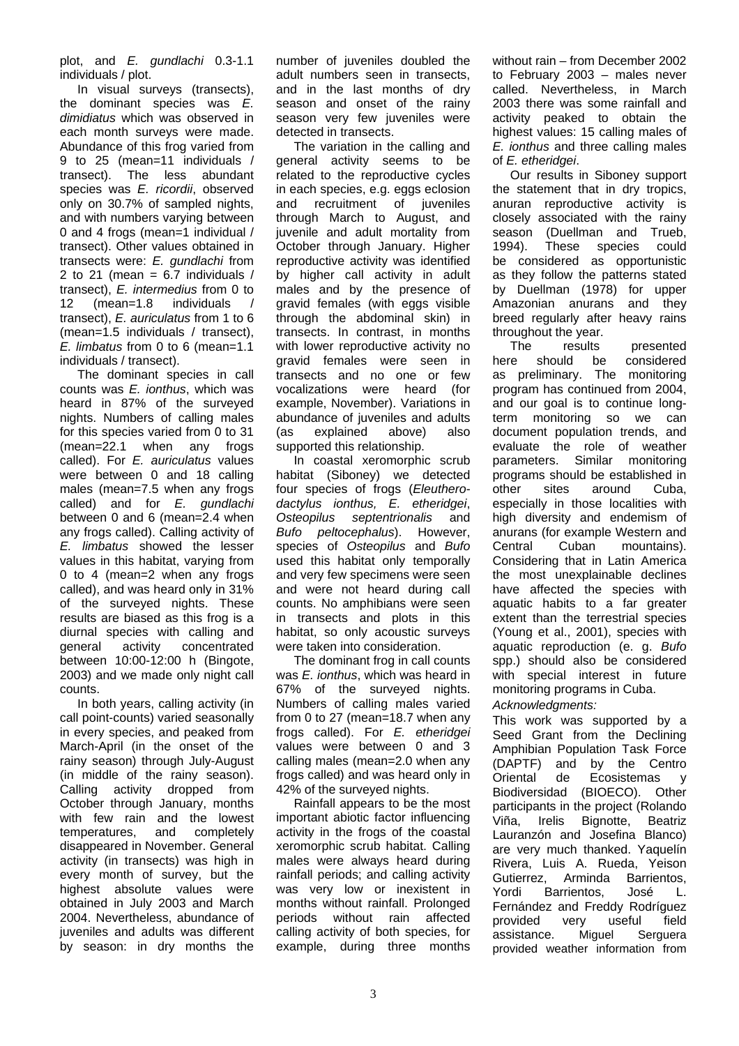plot, and *E. gundlachi* 0.3-1.1 individuals / plot.

In visual surveys (transects), the dominant species was *E. dimidiatus* which was observed in each month surveys were made. Abundance of this frog varied from 9 to 25 (mean=11 individuals / transect). The less abundant species was *E. ricordii*, observed only on 30.7% of sampled nights, and with numbers varying between 0 and 4 frogs (mean=1 individual / transect). Other values obtained in transects were: *E. gundlachi* from 2 to 21 (mean = 6.7 individuals / transect), *E. intermedius* from 0 to 12 (mean=1.8 individuals / transect), *E. auriculatus* from 1 to 6 (mean=1.5 individuals / transect), *E. limbatus* from 0 to 6 (mean=1.1 individuals / transect).

The dominant species in call counts was *E. ionthus*, which was heard in 87% of the surveyed nights. Numbers of calling males for this species varied from 0 to 31 (mean=22.1 when any frogs called). For *E. auriculatus* values were between 0 and 18 calling males (mean=7.5 when any frogs called) and for *E. gundlachi* between 0 and 6 (mean=2.4 when any frogs called). Calling activity of *E. limbatus* showed the lesser values in this habitat, varying from 0 to 4 (mean=2 when any frogs called), and was heard only in 31% of the surveyed nights. These results are biased as this frog is a diurnal species with calling and general activity concentrated between 10:00-12:00 h (Bingote, 2003) and we made only night call counts.

In both years, calling activity (in call point-counts) varied seasonally in every species, and peaked from March-April (in the onset of the rainy season) through July-August (in middle of the rainy season). Calling activity dropped from October through January, months with few rain and the lowest temperatures, and completely disappeared in November. General activity (in transects) was high in every month of survey, but the highest absolute values were obtained in July 2003 and March 2004. Nevertheless, abundance of juveniles and adults was different by season: in dry months the number of juveniles doubled the adult numbers seen in transects, and in the last months of dry season and onset of the rainy season very few juveniles were detected in transects.

The variation in the calling and general activity seems to be related to the reproductive cycles in each species, e.g. eggs eclosion and recruitment of juveniles through March to August, and juvenile and adult mortality from October through January. Higher reproductive activity was identified by higher call activity in adult males and by the presence of gravid females (with eggs visible through the abdominal skin) in transects. In contrast, in months with lower reproductive activity no gravid females were seen in transects and no one or few vocalizations were heard (for example, November). Variations in abundance of juveniles and adults (as explained above) also supported this relationship.

In coastal xeromorphic scrub habitat (Siboney) we detected four species of frogs (*Eleutherodactylus ionthus, E. etheridgei*, *Osteopilus septentrionalis* and *Bufo peltocephalus*). However, species of *Osteopilus* and *Bufo* used this habitat only temporally and very few specimens were seen and were not heard during call counts. No amphibians were seen in transects and plots in this habitat, so only acoustic surveys were taken into consideration.

The dominant frog in call counts was *E. ionthus*, which was heard in 67% of the surveyed nights. Numbers of calling males varied from 0 to 27 (mean=18.7 when any frogs called). For *E. etheridgei* values were between 0 and 3 calling males (mean=2.0 when any frogs called) and was heard only in 42% of the surveyed nights.

Rainfall appears to be the most important abiotic factor influencing activity in the frogs of the coastal xeromorphic scrub habitat. Calling males were always heard during rainfall periods; and calling activity was very low or inexistent in months without rainfall. Prolonged periods without rain affected calling activity of both species, for example, during three months without rain – from December 2002 to February 2003 – males never called. Nevertheless, in March 2003 there was some rainfall and activity peaked to obtain the highest values: 15 calling males of *E. ionthus* and three calling males of *E. etheridgei*.

Our results in Siboney support the statement that in dry tropics, anuran reproductive activity is closely associated with the rainy season (Duellman and Trueb, 1994). These species could be considered as opportunistic as they follow the patterns stated by Duellman (1978) for upper Amazonian anurans and they breed regularly after heavy rains throughout the year.

The results presented here should be considered as preliminary. The monitoring program has continued from 2004, and our goal is to continue long-term monitoring so we can document population trends, and evaluate the role of weather parameters. Similar monitoring programs should be established in other sites around Cuba, especially in those localities with high diversity and endemism of anurans (for example Western and Central Cuban mountains). Considering that in Latin America the most unexplainable declines have affected the species with aquatic habits to a far greater extent than the terrestrial species (Young et al., 2001), species with aquatic reproduction (e. g. *Bufo* spp.) should also be considered with special interest in future monitoring programs in Cuba.

*Acknowledgments:*

This work was supported by a Seed Grant from the Declining Amphibian Population Task Force (DAPTF) and by the Centro Oriental de Ecosistemas y Biodiversidad (BIOECO). Other participants in the project (Rolando Viña, Irelis Bignotte, Beatriz Lauranzón and Josefina Blanco) are very much thanked. Yaquelín Rivera, Luis A. Rueda, Yeison Gutierrez, Arminda Barrientos, Yordi Barrientos, José L. Fernández and Freddy Rodríguez provided very useful field assistance. Miguel Serguera provided weather information from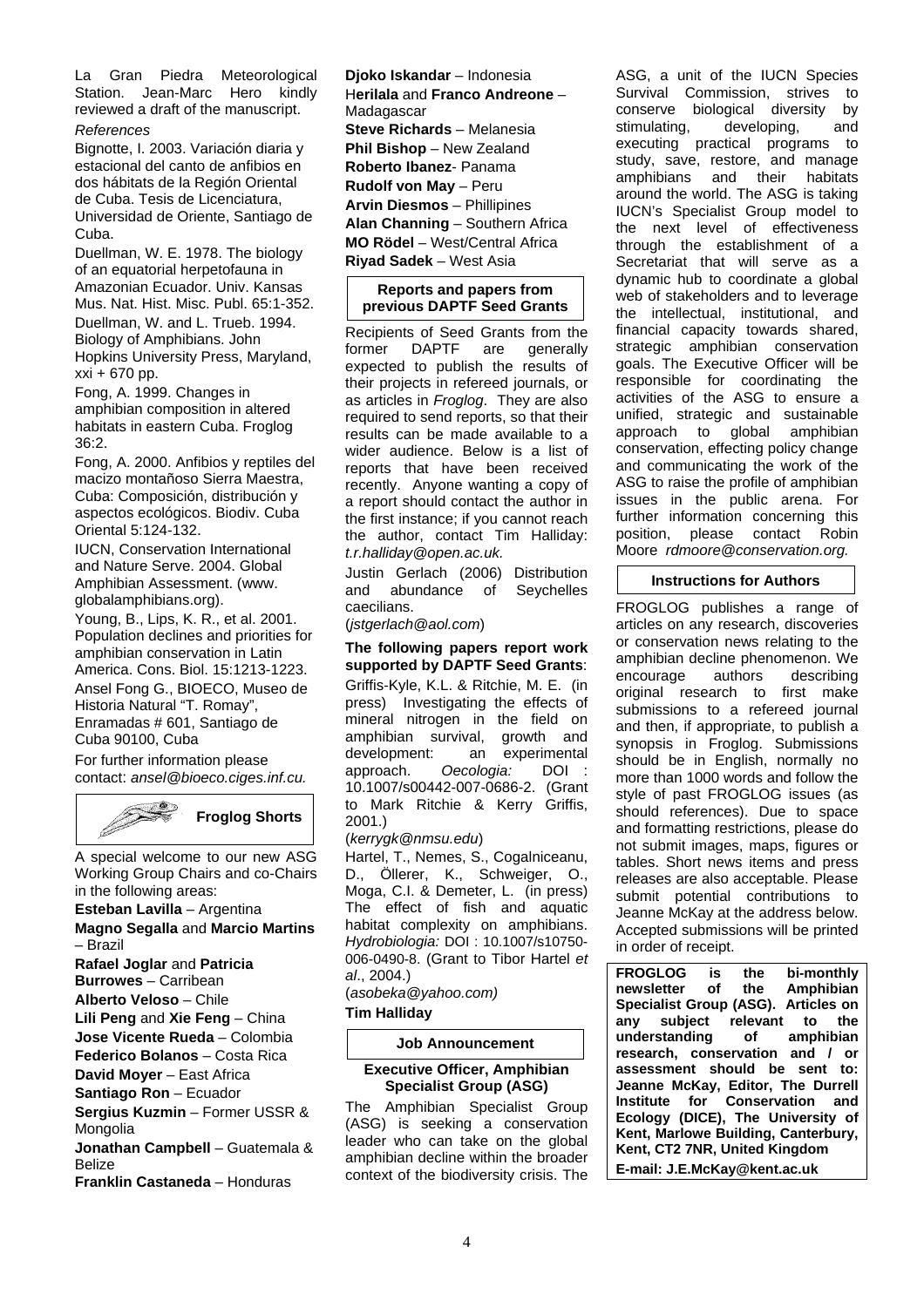La Gran Piedra Meteorological Station. Jean-Marc Hero kindly reviewed a draft of the manuscript.

*References*

Bignotte, I. 2003. Variación diaria y estacional del canto de anfibios en dos hábitats de la Región Oriental de Cuba. Tesis de Licenciatura, Universidad de Oriente, Santiago de Cuba.

Duellman, W. E. 1978. The biology of an equatorial herpetofauna in Amazonian Ecuador. Univ. Kansas Mus. Nat. Hist. Misc. Publ. 65:1-352.

Duellman, W. and L. Trueb. 1994. Biology of Amphibians. John Hopkins University Press, Maryland, xxi + 670 pp.

Fong, A. 1999. Changes in amphibian composition in altered habitats in eastern Cuba. Froglog 36:2.

Fong, A. 2000. Anfibios y reptiles del macizo montañoso Sierra Maestra, Cuba: Composición, distribución y aspectos ecológicos. Biodiv. Cuba Oriental 5:124-132.

IUCN, Conservation International and Nature Serve. 2004. Global Amphibian Assessment. (www. globalamphibians.org).

Young, B., Lips, K. R., et al. 2001. Population declines and priorities for amphibian conservation in Latin America. Cons. Biol. 15:1213-1223.

Ansel Fong G., BIOECO, Museo de Historia Natural "T. Romay", Enramadas # 601, Santiago de Cuba 90100, Cuba

For further information please contact: *ansel@bioeco.ciges.inf.cu.*

## Froglog Shorts

A special welcome to our new ASG Working Group Chairs and co-Chairs in the following areas:

**Esteban Lavilla** – Argentina
**Magno Segalla** and **Marcio Martins** – Brazil
**Rafael Joglar** and **Patricia Burrowes** – Carribean
**Alberto Veloso** – Chile
**Lili Peng** and **Xie Feng** – China
**Jose Vicente Rueda** – Colombia
**Federico Bolanos** – Costa Rica
**David Moyer** – East Africa
**Santiago Ron** – Ecuador
**Sergius Kuzmin** – Former USSR & Mongolia
**Jonathan Campbell** – Guatemala & Belize
**Franklin Castaneda** – Honduras
**Djoko Iskandar** – Indonesia
H**erilala** and **Franco Andreone** – Madagascar
**Steve Richards** – Melanesia
**Phil Bishop** – New Zealand
**Roberto Ibanez**- Panama
**Rudolf von May** – Peru
**Arvin Diesmos** – Phillipines
**Alan Channing** – Southern Africa
**MO Rödel** – West/Central Africa
**Riyad Sadek** – West Asia

## Reports and papers from previous DAPTF Seed Grants

Recipients of Seed Grants from the former DAPTF are generally expected to publish the results of their projects in refereed journals, or as articles in *Froglog*. They are also required to send reports, so that their results can be made available to a wider audience. Below is a list of reports that have been received recently. Anyone wanting a copy of a report should contact the author in the first instance; if you cannot reach the author, contact Tim Halliday: *t.r.halliday@open.ac.uk.*

Justin Gerlach (2006) Distribution and abundance of Seychelles caecilians.
(*jstgerlach@aol.com*)

**The following papers report work supported by DAPTF Seed Grants**:

Griffis-Kyle, K.L. & Ritchie, M. E. (in press) Investigating the effects of mineral nitrogen in the field on amphibian survival, growth and development: an experimental approach. *Oecologia:* DOI : 10.1007/s00442-007-0686-2. (Grant to Mark Ritchie & Kerry Griffis, 2001.)
(*kerrygk@nmsu.edu*)

Hartel, T., Nemes, S., Cogalniceanu, D., Öllerer, K., Schweiger, O., Moga, C.I. & Demeter, L. (in press) The effect of fish and aquatic habitat complexity on amphibians. *Hydrobiologia:* DOI : 10.1007/s10750-006-0490-8. (Grant to Tibor Hartel *et al*., 2004.)
(*asobeka@yahoo.com)*

**Tim Halliday**

## Job Announcement

### Executive Officer, Amphibian Specialist Group (ASG)

The Amphibian Specialist Group (ASG) is seeking a conservation leader who can take on the global amphibian decline within the broader context of the biodiversity crisis. The ASG, a unit of the IUCN Species Survival Commission, strives to conserve biological diversity by stimulating, developing, and executing practical programs to study, save, restore, and manage amphibians and their habitats around the world. The ASG is taking IUCN's Specialist Group model to the next level of effectiveness through the establishment of a Secretariat that will serve as a dynamic hub to coordinate a global web of stakeholders and to leverage the intellectual, institutional, and financial capacity towards shared, strategic amphibian conservation goals. The Executive Officer will be responsible for coordinating the activities of the ASG to ensure a unified, strategic and sustainable approach to global amphibian conservation, effecting policy change and communicating the work of the ASG to raise the profile of amphibian issues in the public arena. For further information concerning this position, please contact Robin Moore *rdmoore@conservation.org.*

## Instructions for Authors

FROGLOG publishes a range of articles on any research, discoveries or conservation news relating to the amphibian decline phenomenon. We encourage authors describing original research to first make submissions to a refereed journal and then, if appropriate, to publish a synopsis in Froglog. Submissions should be in English, normally no more than 1000 words and follow the style of past FROGLOG issues (as should references). Due to space and formatting restrictions, please do not submit images, maps, figures or tables. Short news items and press releases are also acceptable. Please submit potential contributions to Jeanne McKay at the address below. Accepted submissions will be printed in order of receipt.

**FROGLOG is the bi-monthly newsletter of the Amphibian Specialist Group (ASG). Articles on any subject relevant to the understanding of amphibian research, conservation and / or assessment should be sent to: Jeanne McKay, Editor, The Durrell Institute for Conservation and Ecology (DICE), The University of Kent, Marlowe Building, Canterbury, Kent, CT2 7NR, United Kingdom**
**E-mail: J.E.McKay@kent.ac.uk**